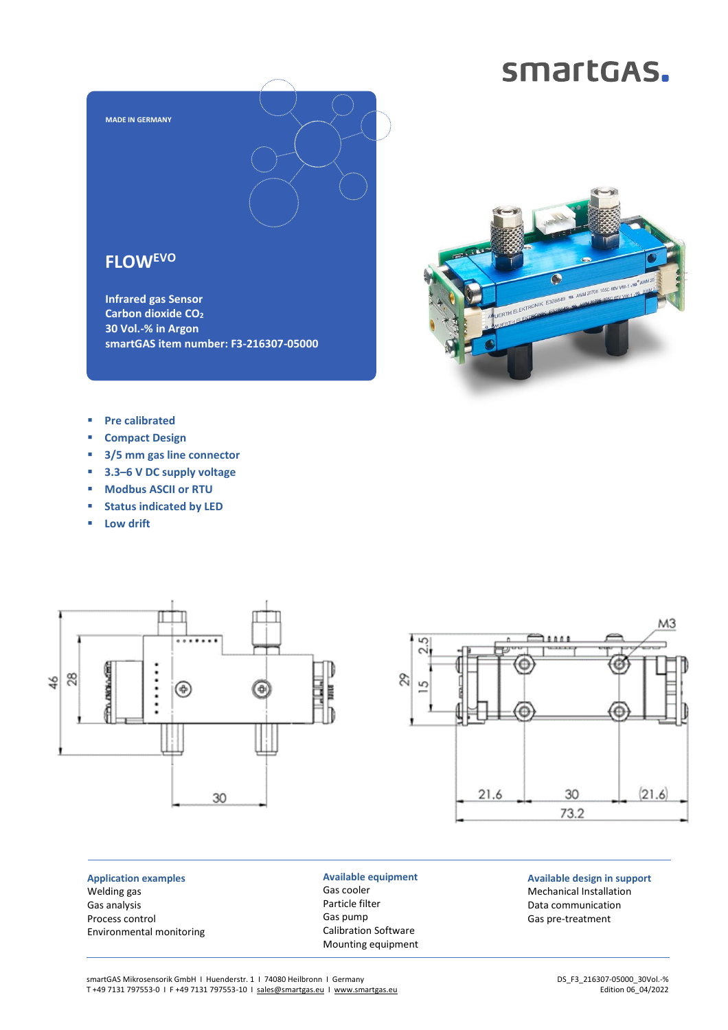smartGAS.

MADE IN GERMANY

# FLOW[EVO]

**Infrared gas Sensor**
**Carbon dioxide $CO_2$**
**30 Vol.-% in Argon**
**smartGAS item number: F3-216307-05000**

- **Pre calibrated**
- **Compact Design**
- **3/5 mm gas line connector**
- **3.3–6 V DC supply voltage**
- **Modbus ASCII or RTU**
- **Status indicated by LED**
- **Low drift**

46 28 30

29 2.5 15 M3 21.6 30 (21.6) 73.2

**Application examples**
Welding gas
Gas analysis
Process control
Environmental monitoring

**Available equipment**
Gas cooler
Particle filter
Gas pump
Calibration Software
Mounting equipment

**Available design in support**
Mechanical Installation
Data communication
Gas pre-treatment

smartGAS Mikrosensorik GmbH I Huenderstr. 1 I 74080 Heilbronn I Germany
T +49 7131 797553-0 I F +49 7131 797553-10 I sales@smartgas.eu I www.smartgas.eu

DS_F3_216307-05000_30Vol.-%
Edition 06_04/2022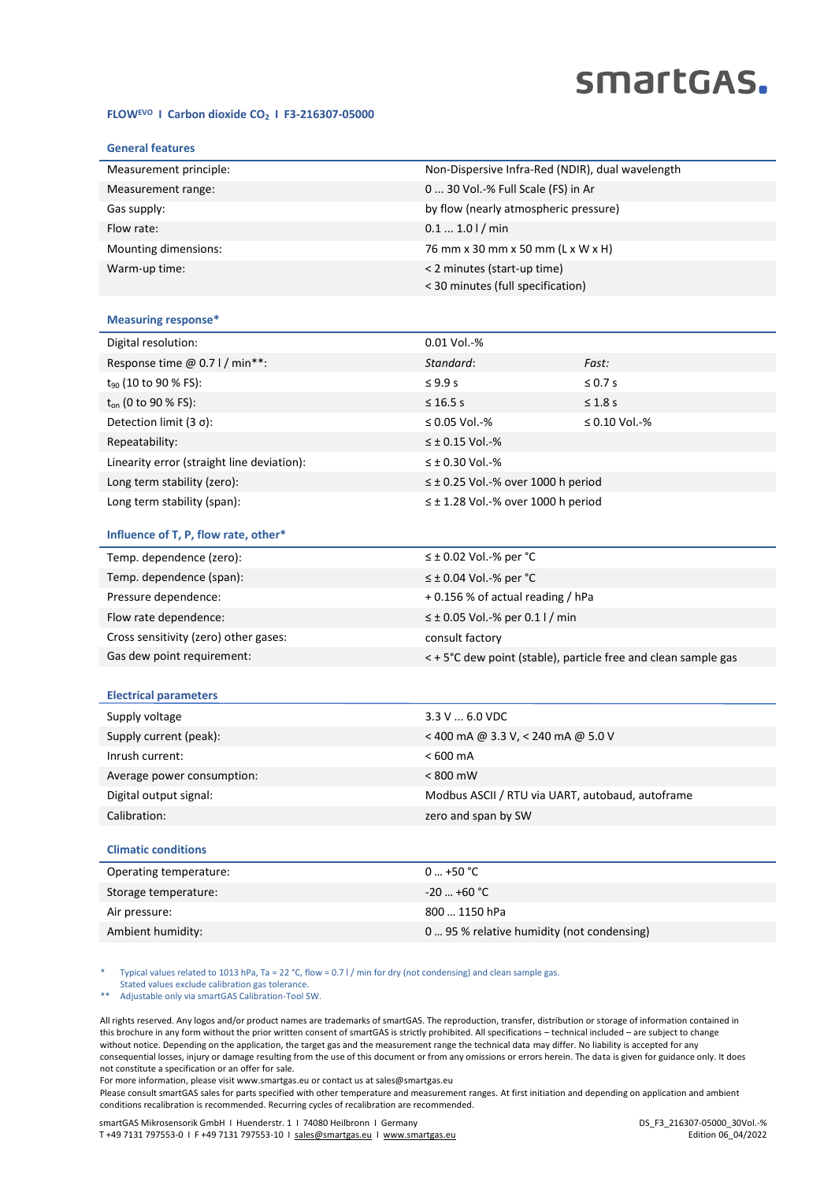# smartGAS.

**FLOW[EVO] I Carbon dioxide $CO_2$ I F3-216307-05000**

## General features

| | |
|---|---|
| Measurement principle: | Non-Dispersive Infra-Red (NDIR), dual wavelength |
| Measurement range: | 0 … 30 Vol.-% Full Scale (FS) in Ar |
| Gas supply: | by flow (nearly atmospheric pressure) |
| Flow rate: | 0.1 … 1.0 l / min |
| Mounting dimensions: | 76 mm x 30 mm x 50 mm (L x W x H) |
| Warm-up time: | < 2 minutes (start-up time)<br>< 30 minutes (full specification) |

## Measuring response*

| | | |
|---|---|---|
| Digital resolution: | 0.01 Vol.-% | |
| Response time @ 0.7 l / min**: | *Standard*: | *Fast:* |
| $t_{90}$ (10 to 90 % FS): | ≤ 9.9 s | ≤ 0.7 s |
| $t_{on}$ (0 to 90 % FS): | ≤ 16.5 s | ≤ 1.8 s |
| Detection limit (3 σ): | ≤ 0.05 Vol.-% | ≤ 0.10 Vol.-% |
| Repeatability: | ≤ ± 0.15 Vol.-% | |
| Linearity error (straight line deviation): | ≤ ± 0.30 Vol.-% | |
| Long term stability (zero): | ≤ ± 0.25 Vol.-% over 1000 h period | |
| Long term stability (span): | ≤ ± 1.28 Vol.-% over 1000 h period | |

## Influence of T, P, flow rate, other*

| | |
|---|---|
| Temp. dependence (zero): | ≤ ± 0.02 Vol.-% per °C |
| Temp. dependence (span): | ≤ ± 0.04 Vol.-% per °C |
| Pressure dependence: | + 0.156 % of actual reading / hPa |
| Flow rate dependence: | ≤ ± 0.05 Vol.-% per 0.1 l / min |
| Cross sensitivity (zero) other gases: | consult factory |
| Gas dew point requirement: | < + 5°C dew point (stable), particle free and clean sample gas |

## Electrical parameters

| | |
|---|---|
| Supply voltage | 3.3 V … 6.0 VDC |
| Supply current (peak): | < 400 mA @ 3.3 V, < 240 mA @ 5.0 V |
| Inrush current: | < 600 mA |
| Average power consumption: | < 800 mW |
| Digital output signal: | Modbus ASCII / RTU via UART, autobaud, autoframe |
| Calibration: | zero and span by SW |

## Climatic conditions

| | |
|---|---|
| Operating temperature: | 0 … +50 °C |
| Storage temperature: | -20 … +60 °C |
| Air pressure: | 800 … 1150 hPa |
| Ambient humidity: | 0 … 95 % relative humidity (not condensing) |

\* Typical values related to 1013 hPa, Ta = 22 °C, flow = 0.7 l / min for dry (not condensing) and clean sample gas.
Stated values exclude calibration gas tolerance.

\** Adjustable only via smartGAS Calibration-Tool SW.

All rights reserved. Any logos and/or product names are trademarks of smartGAS. The reproduction, transfer, distribution or storage of information contained in this brochure in any form without the prior written consent of smartGAS is strictly prohibited. All specifications – technical included – are subject to change without notice. Depending on the application, the target gas and the measurement range the technical data may differ. No liability is accepted for any consequential losses, injury or damage resulting from the use of this document or from any omissions or errors herein. The data is given for guidance only. It does not constitute a specification or an offer for sale.
For more information, please visit www.smartgas.eu or contact us at sales@smartgas.eu
Please consult smartGAS sales for parts specified with other temperature and measurement ranges. At first initiation and depending on application and ambient conditions recalibration is recommended. Recurring cycles of recalibration are recommended.

smartGAS Mikrosensorik GmbH I Huenderstr. 1 I 74080 Heilbronn I Germany
T +49 7131 797553-0 I F +49 7131 797553-10 I sales@smartgas.eu I www.smartgas.eu

DS_F3_216307-05000_30Vol.-%
Edition 06_04/2022